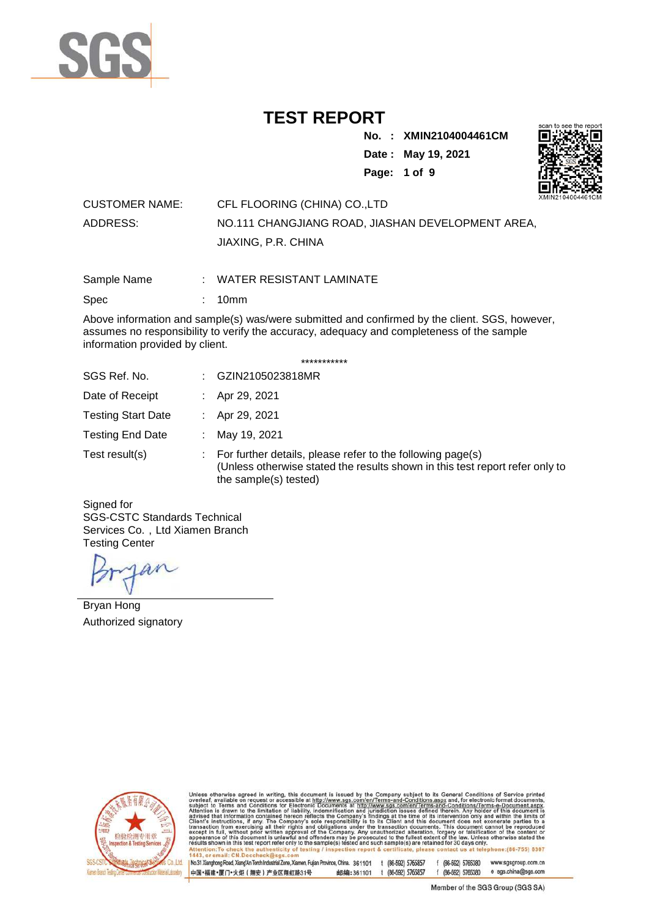# TEST REPORT

**No. : XMIN2104004461CM**

**Date : May 19, 2021**

scan to see the report

XMIN2104004461CM

| | |
|---|---|
| CUSTOMER NAME: | CFL FLOORING (CHINA) CO.,LTD |
| ADDRESS: | NO.111 CHANGJIANG ROAD, JIASHAN DEVELOPMENT AREA, JIAXING, P.R. CHINA |

| | | |
|---|---|---|
| Sample Name | : | WATER RESISTANT LAMINATE |
| Spec | : | 10mm |

Above information and sample(s) was/were submitted and confirmed by the client. SGS, however, assumes no responsibility to verify the accuracy, adequacy and completeness of the sample information provided by client.

***********

| | | |
|---|---|---|
| SGS Ref. No. | : | GZIN2105023818MR |
| Date of Receipt | : | Apr 29, 2021 |
| Testing Start Date | : | Apr 29, 2021 |
| Testing End Date | : | May 19, 2021 |
| Test result(s) | : | For further details, please refer to the following page(s) (Unless otherwise stated the results shown in this test report refer only to the sample(s) tested) |

Signed for
SGS-CSTC Standards Technical Services Co. , Ltd Xiamen Branch
Testing Center

Bryan Hong
Authorized signatory

Unless otherwise agreed in writing, this document is issued by the Company subject to its General Conditions of Service printed overleaf, available on request or accessible at http://www.sgs.com/en/Terms-and-Conditions.aspx and, for electronic format documents, subject to Terms and Conditions for Electronic Documents at http://www.sgs.com/en/Terms-and-Conditions/Terms-e-Document.aspx. Attention is drawn to the limitation of liability, indemnification and jurisdiction issues defined therein. Any holder of this document is advised that information contained hereon reflects the Company's findings at the time of its intervention only and within the limits of Client's instructions, if any. The Company's sole responsibility is to its Client and this document does not exonerate parties to a transaction from exercising all their rights and obligations under the transaction documents. This document cannot be reproduced except in full, without prior written approval of the Company. Any unauthorized alteration, forgery or falsification of the content or appearance of this document is unlawful and offenders may be prosecuted to the fullest extent of the law. Unless otherwise stated the results shown in this test report refer only to the sample(s) tested and such sample(s) are retained for 30 days only.
Attention:To check the authenticity of testing / inspection report & certificate, please contact us at telephone:(86-755) 8307 1443, or email: CN.Doccheck@sgs.com

No.31 Xianghong Road, Xiang'An Torch Industrial Zone, Xiamen, Fujian Province, China. 361101 t (86-592) 5765857 f (86-592) 5765380 www.sgsgroup.com.cn
中国•福建•厦门•火炬（翔安）产业区翔虹路31号 邮编：361101 t (86-592) 5765857 f (86-592) 5765380 e sgs.china@sgs.com

Member of the SGS Group (SGS SA)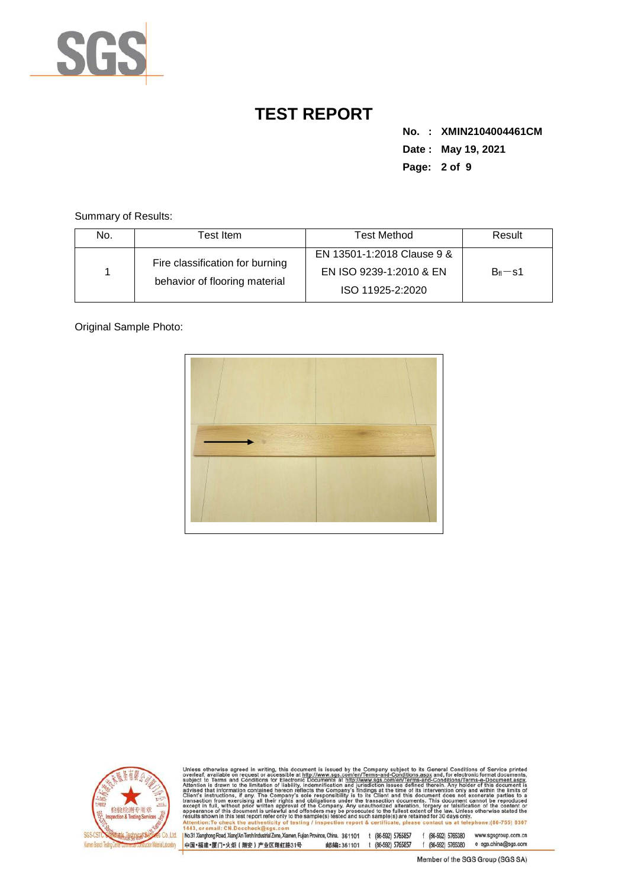# TEST REPORT

**No. : XMIN2104004461CM**

**Date : May 19, 2021**

Summary of Results:

| No. | Test Item | Test Method | Result |
|---|---|---|---|
| 1 | Fire classification for burning behavior of flooring material | EN 13501-1:2018 Clause 9 & EN ISO 9239-1:2010 & EN ISO 11925-2:2020 | $B_{fl}$－s1 |

Original Sample Photo: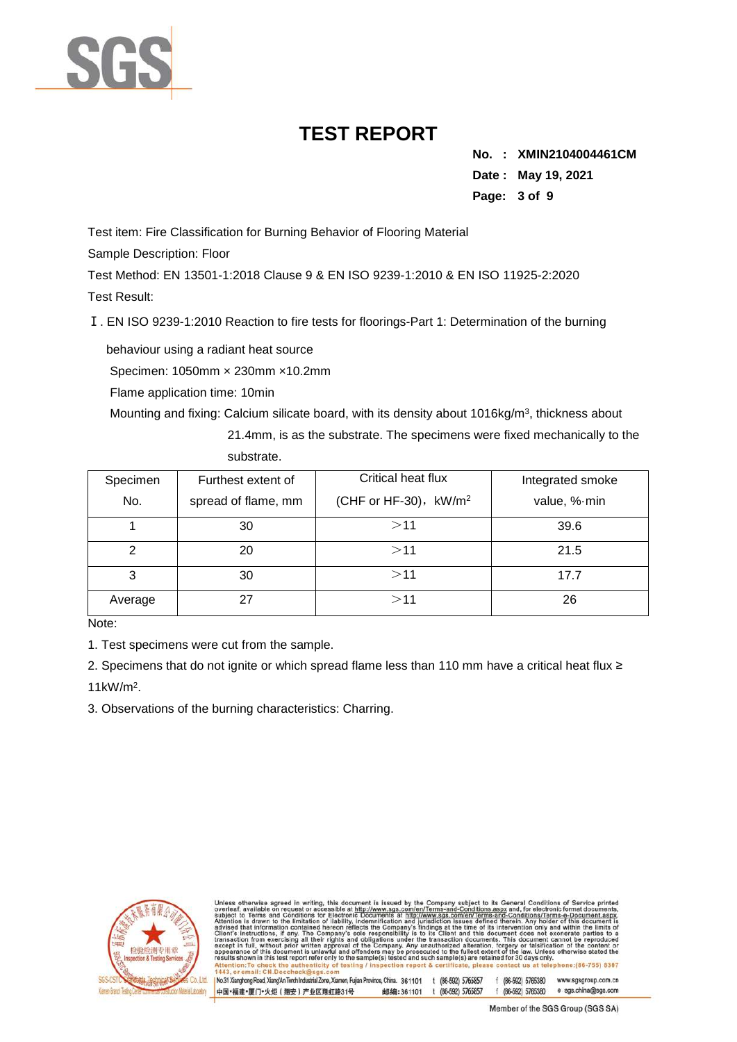# TEST REPORT

**No. : XMIN2104004461CM**
**Date : May 19, 2021**

Test item: Fire Classification for Burning Behavior of Flooring Material

Sample Description: Floor

Test Method: EN 13501-1:2018 Clause 9 & EN ISO 9239-1:2010 & EN ISO 11925-2:2020

Test Result:

Ⅰ. EN ISO 9239-1:2010 Reaction to fire tests for floorings-Part 1: Determination of the burning behaviour using a radiant heat source

Specimen: 1050mm × 230mm ×10.2mm

Flame application time: 10min

Mounting and fixing: Calcium silicate board, with its density about 1016kg/m³, thickness about 21.4mm, is as the substrate. The specimens were fixed mechanically to the substrate.

| Specimen No. | Furthest extent of spread of flame, mm | Critical heat flux (CHF or HF-30)，kW/m² | Integrated smoke value, %·min |
|---|---|---|---|
| 1 | 30 | ＞11 | 39.6 |
| 2 | 20 | ＞11 | 21.5 |
| 3 | 30 | ＞11 | 17.7 |
| Average | 27 | ＞11 | 26 |

Note:

1. Test specimens were cut from the sample.
2. Specimens that do not ignite or which spread flame less than 110 mm have a critical heat flux ≥ 11kW/m².
3. Observations of the burning characteristics: Charring.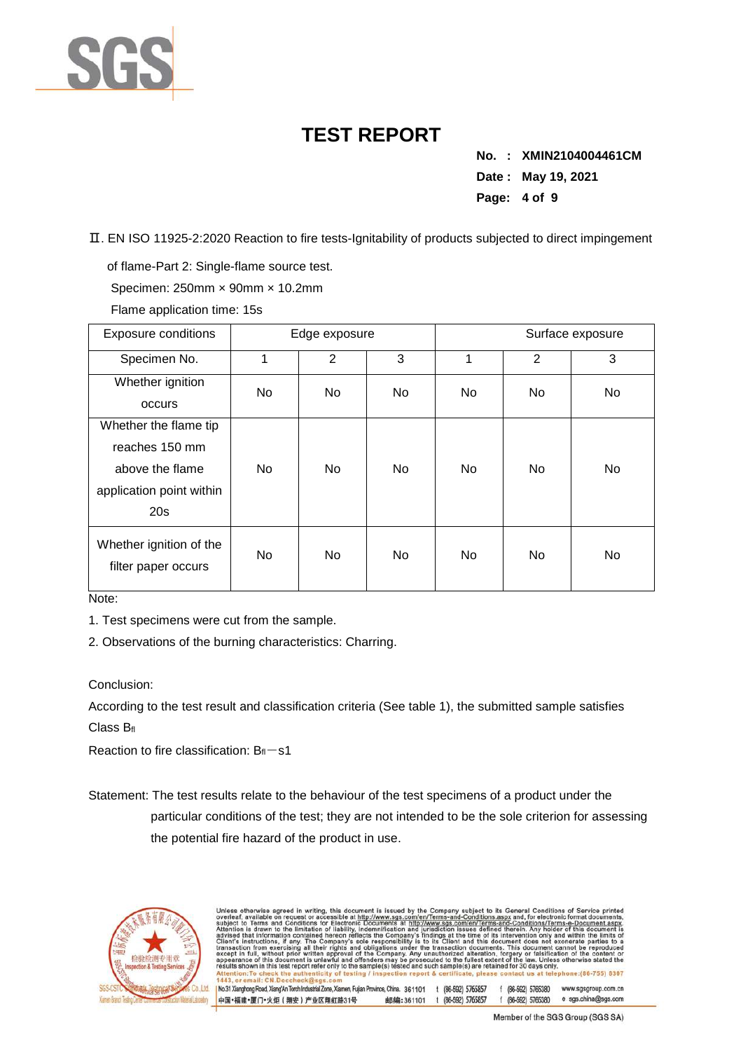# TEST REPORT

**No. : XMIN2104004461CM**
**Date : May 19, 2021**

Ⅱ. EN ISO 11925-2:2020 Reaction to fire tests-Ignitability of products subjected to direct impingement of flame-Part 2: Single-flame source test.

Specimen: 250mm × 90mm × 10.2mm

Flame application time: 15s

| Exposure conditions | Edge exposure | | | Surface exposure | | |
|---|---|---|---|---|---|---|
| Specimen No. | 1 | 2 | 3 | 1 | 2 | 3 |
| Whether ignition occurs | No | No | No | No | No | No |
| Whether the flame tip reaches 150 mm above the flame application point within 20s | No | No | No | No | No | No |
| Whether ignition of the filter paper occurs | No | No | No | No | No | No |

Note:

1. Test specimens were cut from the sample.
2. Observations of the burning characteristics: Charring.

Conclusion:

According to the test result and classification criteria (See table 1), the submitted sample satisfies Class $B_{fl}$

Reaction to fire classification: $B_{fl}$ — s1

Statement: The test results relate to the behaviour of the test specimens of a product under the particular conditions of the test; they are not intended to be the sole criterion for assessing the potential fire hazard of the product in use.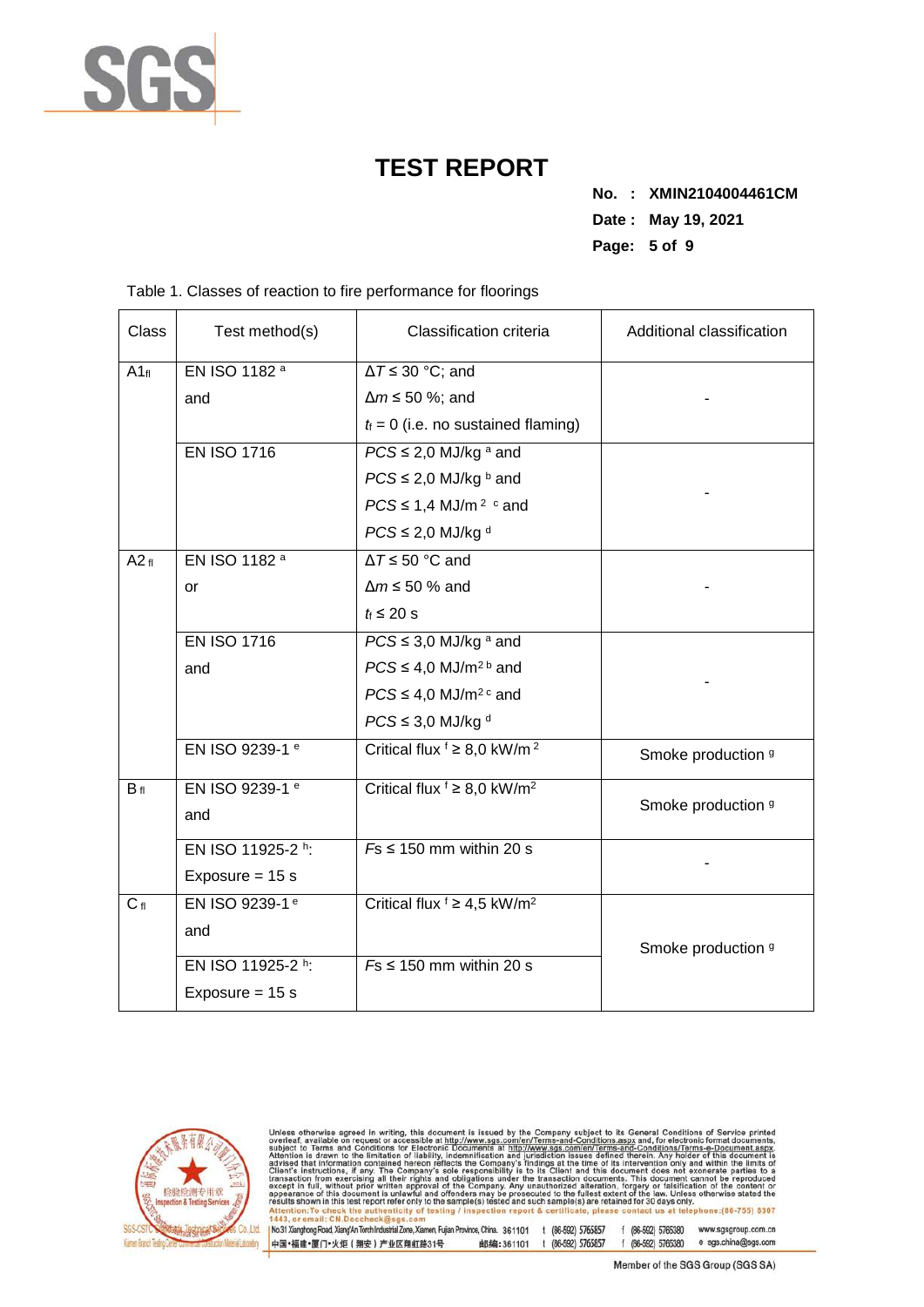# TEST REPORT

**No. : XMIN2104004461CM**
**Date : May 19, 2021**

Table 1. Classes of reaction to fire performance for floorings

| Class | Test method(s) | Classification criteria | Additional classification |
|---|---|---|---|
| $A1_{fl}$ | EN ISO 1182 [a] and | $\Delta T \leq 30$ °C; and<br>$\Delta m \leq 50$ %; and<br>$t_f = 0$ (i.e. no sustained flaming) | - |
| | EN ISO 1716 | $PCS \leq 2,0$ MJ/kg [a] and<br>$PCS \leq 2,0$ MJ/kg [b] and<br>$PCS \leq 1,4$ MJ/m$^2$ [c] and<br>$PCS \leq 2,0$ MJ/kg [d] | - |
| $A2_{fl}$ | EN ISO 1182 [a] or | $\Delta T \leq 50$ °C and<br>$\Delta m \leq 50$ % and<br>$t_f \leq 20$ s | - |
| | EN ISO 1716 and | $PCS \leq 3,0$ MJ/kg [a] and<br>$PCS \leq 4,0$ MJ/m$^2$ [b] and<br>$PCS \leq 4,0$ MJ/m$^2$ [c] and<br>$PCS \leq 3,0$ MJ/kg [d] | - |
| | EN ISO 9239-1 [e] | Critical flux [f] $\geq 8,0$ kW/m$^2$ | Smoke production [g] |
| $B_{fl}$ | EN ISO 9239-1 [e] and | Critical flux [f] $\geq 8,0$ kW/m$^2$ | Smoke production [g] |
| | EN ISO 11925-2 [h]:<br>Exposure = 15 s | $Fs \leq 150$ mm within 20 s | - |
| $C_{fl}$ | EN ISO 9239-1 [e] and | Critical flux [f] $\geq 4,5$ kW/m$^2$ | Smoke production [g] |
| | EN ISO 11925-2 [h]:<br>Exposure = 15 s | $Fs \leq 150$ mm within 20 s | |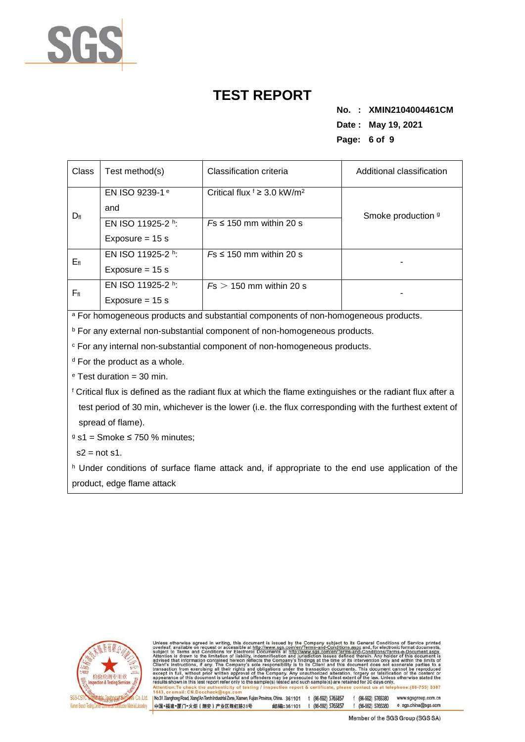| Class | Test method(s) | Classification criteria | Additional classification |
| --- | --- | --- | --- |
| $D_{fl}$ | EN ISO 9239-1 [e] and | Critical flux [f] ≥ 3.0 kW/m² | Smoke production [g] |
| | EN ISO 11925-2 [h]: Exposure = 15 s | *Fs* ≤ 150 mm within 20 s | |
| $E_{fl}$ | EN ISO 11925-2 [h]: Exposure = 15 s | *Fs* ≤ 150 mm within 20 s | - |
| $F_{fl}$ | EN ISO 11925-2 [h]: Exposure = 15 s | *Fs* ＞ 150 mm within 20 s | - |

[a] For homogeneous products and substantial components of non-homogeneous products.

[b] For any external non-substantial component of non-homogeneous products.

[c] For any internal non-substantial component of non-homogeneous products.

[d] For the product as a whole.

[e] Test duration = 30 min.

[f] Critical flux is defined as the radiant flux at which the flame extinguishes or the radiant flux after a test period of 30 min, whichever is the lower (i.e. the flux corresponding with the furthest extent of spread of flame).

[g] s1 = Smoke ≤ 750 % minutes;

s2 = not s1.

[h] Under conditions of surface flame attack and, if appropriate to the end use application of the product, edge flame attack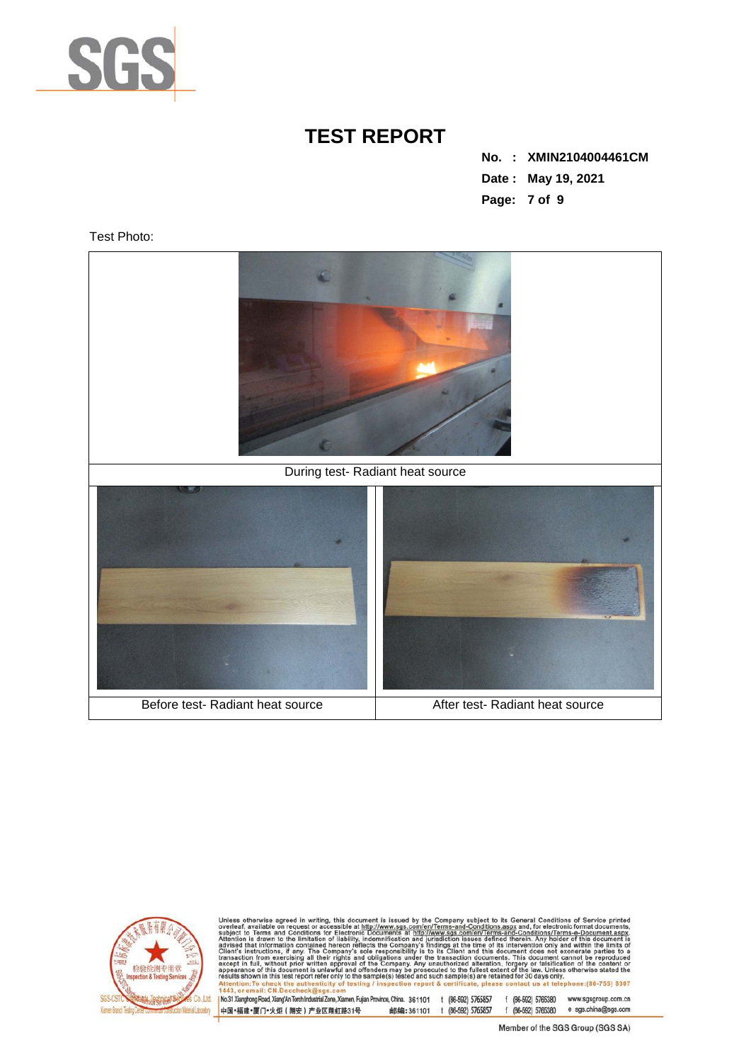# TEST REPORT

**No. : XMIN2104004461CM**
**Date : May 19, 2021**

Test Photo:

| During test- Radiant heat source | |
|---|---|
| Before test- Radiant heat source | After test- Radiant heat source |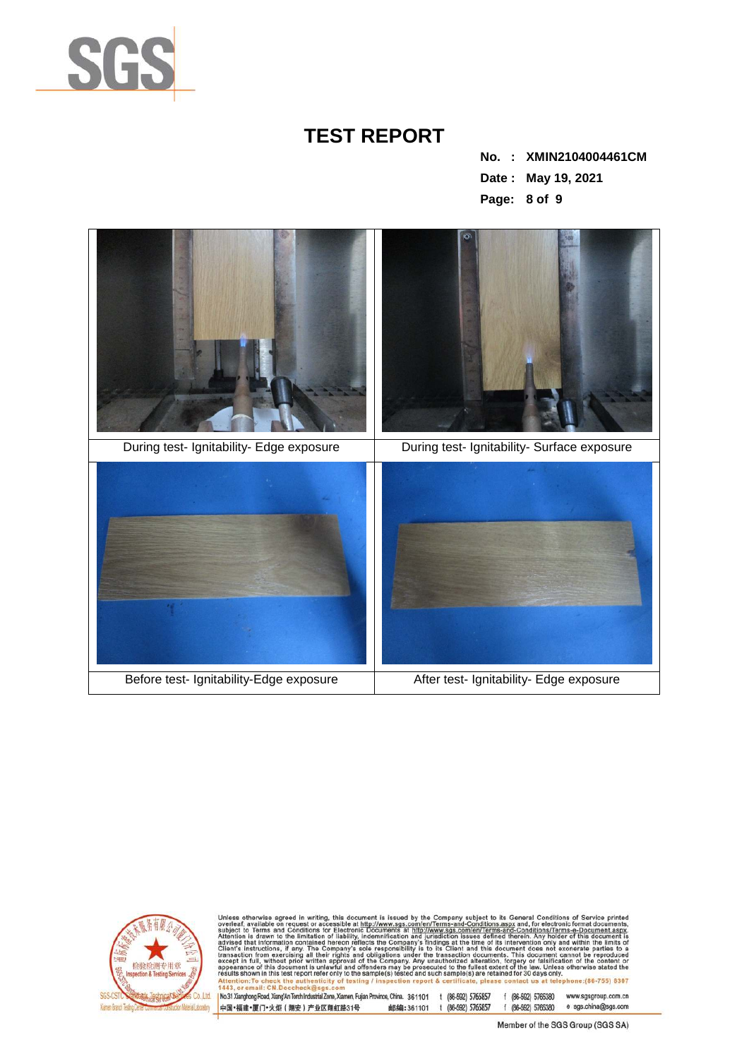# TEST REPORT

**No. : XMIN2104004461CM**

**Date : May 19, 2021**

| During test- Ignitability- Edge exposure | During test- Ignitability- Surface exposure |
| --- | --- |
| Before test- Ignitability-Edge exposure | After test- Ignitability- Edge exposure |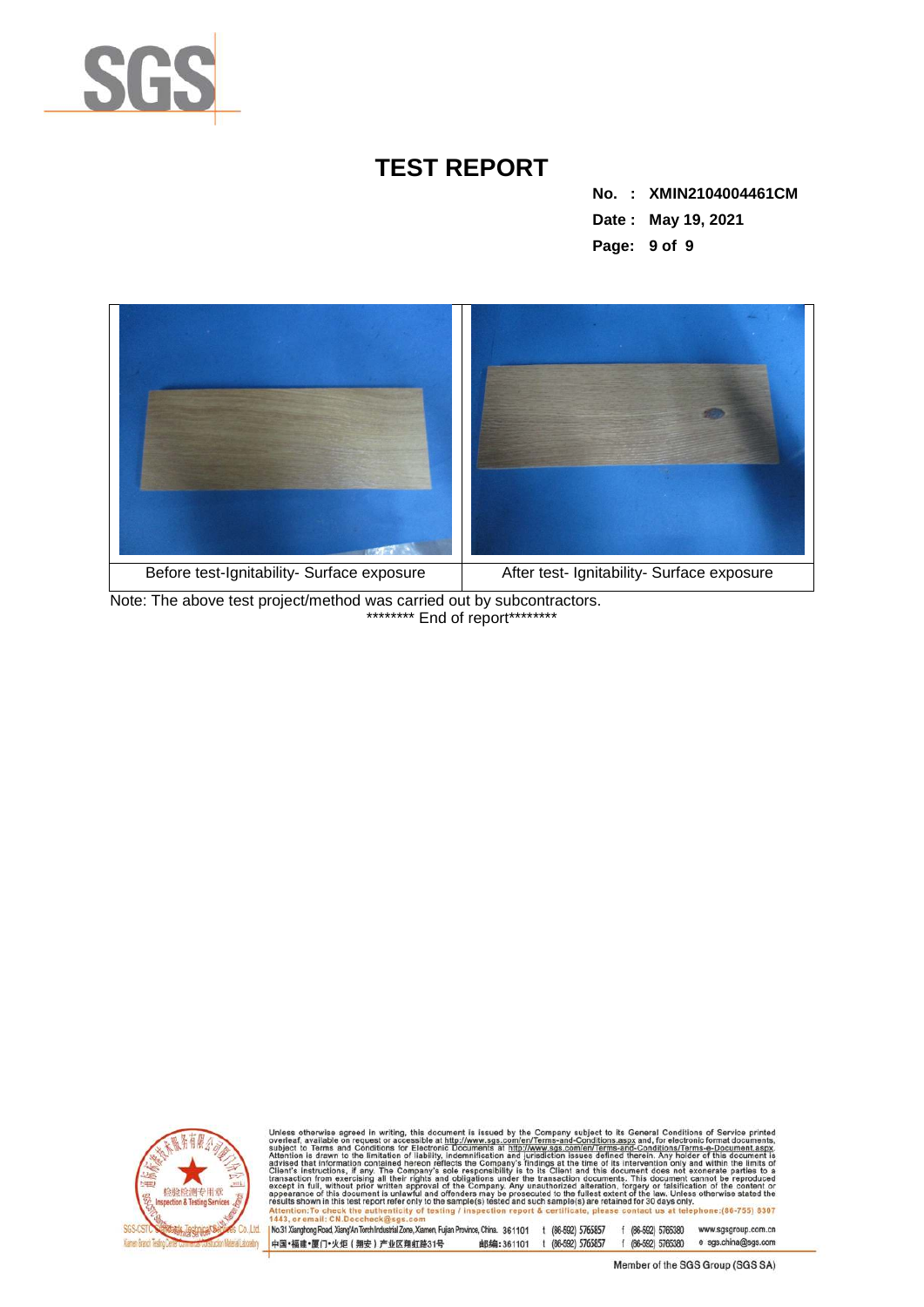# TEST REPORT

**No. : XMIN2104004461CM**
**Date : May 19, 2021**

| | |
|---|---|
| Before test-Ignitability- Surface exposure | After test- Ignitability- Surface exposure |

Note: The above test project/method was carried out by subcontractors.

******** End of report********